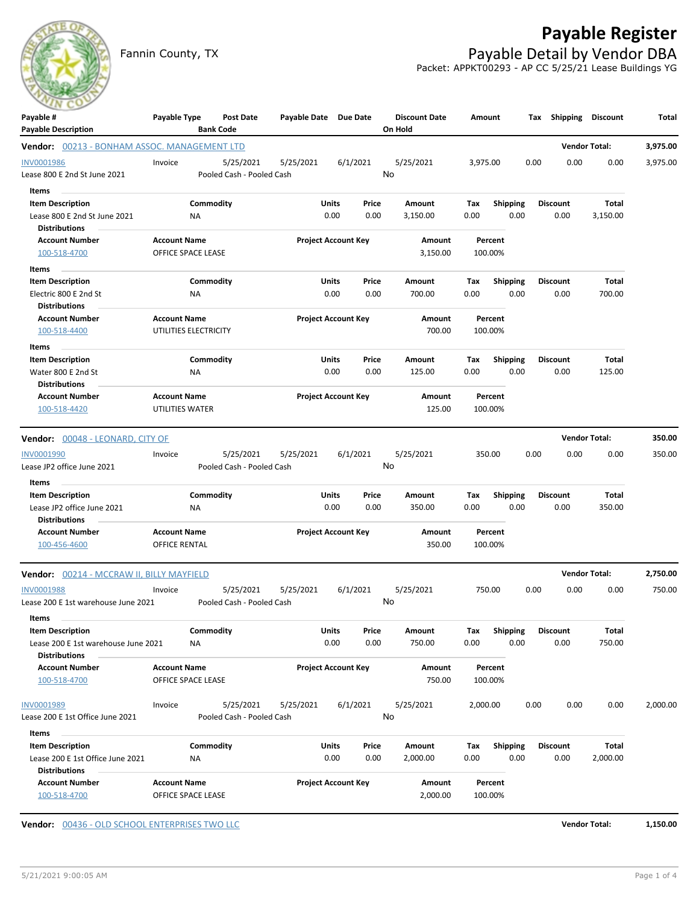# Payable Register

Fannin County, TX

## Payable Detail by Vendor DBA

Packet: APPKT00293 - AP CC 5/25/21 Lease Buildings YG

| Payable # / Payable Description | Payable Type | Post Date / Bank Code | Payable Date | Due Date | Discount Date / On Hold | Amount | Tax | Shipping | Discount | Total |
|---|---|---|---|---|---|---|---|---|---|---|

**Vendor: 00213 - BONHAM ASSOC. MANAGEMENT LTD** — Vendor Total: **3,975.00**

| Payable # | Payable Type | Post Date | Payable Date | Due Date | Discount Date | Amount | Tax | Shipping | Discount | Total |
|---|---|---|---|---|---|---|---|---|---|---|
| INV0001986 | Invoice | 5/25/2021 | 5/25/2021 | 6/1/2021 | 5/25/2021 | 3,975.00 | 0.00 | 0.00 | 0.00 | 3,975.00 |
| Lease 800 E 2nd St June 2021 | | Pooled Cash - Pooled Cash | | | No | | | | | |

Items

| Item Description | Commodity | Units | Price | Amount | Tax | Shipping | Discount | Total |
|---|---|---|---|---|---|---|---|---|
| Lease 800 E 2nd St June 2021 | NA | 0.00 | 0.00 | 3,150.00 | 0.00 | 0.00 | 0.00 | 3,150.00 |

Distributions

| Account Number | Account Name | Project Account Key | Amount | Percent |
|---|---|---|---|---|
| 100-518-4700 | OFFICE SPACE LEASE | | 3,150.00 | 100.00% |

Items

| Item Description | Commodity | Units | Price | Amount | Tax | Shipping | Discount | Total |
|---|---|---|---|---|---|---|---|---|
| Electric 800 E 2nd St | NA | 0.00 | 0.00 | 700.00 | 0.00 | 0.00 | 0.00 | 700.00 |

Distributions

| Account Number | Account Name | Project Account Key | Amount | Percent |
|---|---|---|---|---|
| 100-518-4400 | UTILITIES ELECTRICITY | | 700.00 | 100.00% |

Items

| Item Description | Commodity | Units | Price | Amount | Tax | Shipping | Discount | Total |
|---|---|---|---|---|---|---|---|---|
| Water 800 E 2nd St | NA | 0.00 | 0.00 | 125.00 | 0.00 | 0.00 | 0.00 | 125.00 |

Distributions

| Account Number | Account Name | Project Account Key | Amount | Percent |
|---|---|---|---|---|
| 100-518-4420 | UTILITIES WATER | | 125.00 | 100.00% |

**Vendor: 00048 - LEONARD, CITY OF** — Vendor Total: **350.00**

| Payable # | Payable Type | Post Date | Payable Date | Due Date | Discount Date | Amount | Tax | Shipping | Discount | Total |
|---|---|---|---|---|---|---|---|---|---|---|
| INV0001990 | Invoice | 5/25/2021 | 5/25/2021 | 6/1/2021 | 5/25/2021 | 350.00 | 0.00 | 0.00 | 0.00 | 350.00 |
| Lease JP2 office June 2021 | | Pooled Cash - Pooled Cash | | | No | | | | | |

Items

| Item Description | Commodity | Units | Price | Amount | Tax | Shipping | Discount | Total |
|---|---|---|---|---|---|---|---|---|
| Lease JP2 office June 2021 | NA | 0.00 | 0.00 | 350.00 | 0.00 | 0.00 | 0.00 | 350.00 |

Distributions

| Account Number | Account Name | Project Account Key | Amount | Percent |
|---|---|---|---|---|
| 100-456-4600 | OFFICE RENTAL | | 350.00 | 100.00% |

**Vendor: 00214 - MCCRAW II, BILLY MAYFIELD** — Vendor Total: **2,750.00**

| Payable # | Payable Type | Post Date | Payable Date | Due Date | Discount Date | Amount | Tax | Shipping | Discount | Total |
|---|---|---|---|---|---|---|---|---|---|---|
| INV0001988 | Invoice | 5/25/2021 | 5/25/2021 | 6/1/2021 | 5/25/2021 | 750.00 | 0.00 | 0.00 | 0.00 | 750.00 |
| Lease 200 E 1st warehouse June 2021 | | Pooled Cash - Pooled Cash | | | No | | | | | |

Items

| Item Description | Commodity | Units | Price | Amount | Tax | Shipping | Discount | Total |
|---|---|---|---|---|---|---|---|---|
| Lease 200 E 1st warehouse June 2021 | NA | 0.00 | 0.00 | 750.00 | 0.00 | 0.00 | 0.00 | 750.00 |

Distributions

| Account Number | Account Name | Project Account Key | Amount | Percent |
|---|---|---|---|---|
| 100-518-4700 | OFFICE SPACE LEASE | | 750.00 | 100.00% |

| Payable # | Payable Type | Post Date | Payable Date | Due Date | Discount Date | Amount | Tax | Shipping | Discount | Total |
|---|---|---|---|---|---|---|---|---|---|---|
| INV0001989 | Invoice | 5/25/2021 | 5/25/2021 | 6/1/2021 | 5/25/2021 | 2,000.00 | 0.00 | 0.00 | 0.00 | 2,000.00 |
| Lease 200 E 1st Office June 2021 | | Pooled Cash - Pooled Cash | | | No | | | | | |

Items

| Item Description | Commodity | Units | Price | Amount | Tax | Shipping | Discount | Total |
|---|---|---|---|---|---|---|---|---|
| Lease 200 E 1st Office June 2021 | NA | 0.00 | 0.00 | 2,000.00 | 0.00 | 0.00 | 0.00 | 2,000.00 |

Distributions

| Account Number | Account Name | Project Account Key | Amount | Percent |
|---|---|---|---|---|
| 100-518-4700 | OFFICE SPACE LEASE | | 2,000.00 | 100.00% |

**Vendor: 00436 - OLD SCHOOL ENTERPRISES TWO LLC** — Vendor Total: **1,150.00**

5/21/2021 9:00:05 AM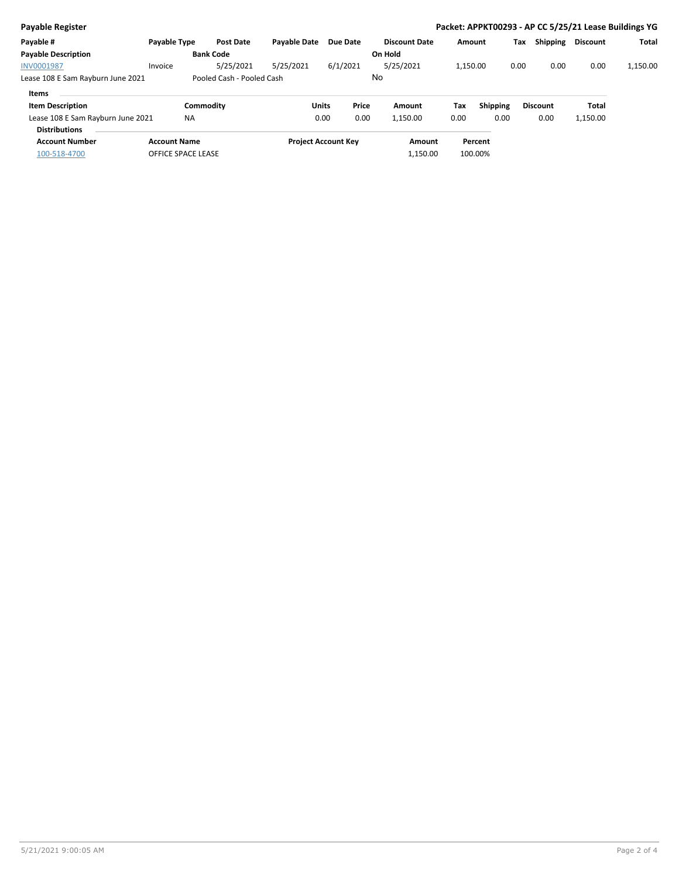**Payable Register**

**Packet: APPKT00293 - AP CC 5/25/21 Lease Buildings YG**

| Payable # | Payable Type | Post Date | Payable Date | Due Date | Discount Date | Amount | Tax | Shipping | Discount | Total |
|---|---|---|---|---|---|---|---|---|---|---|
| **Payable Description** | | **Bank Code** | | | **On Hold** | | | | | |
| INV0001987 | Invoice | 5/25/2021 | 5/25/2021 | 6/1/2021 | 5/25/2021 | 1,150.00 | 0.00 | 0.00 | 0.00 | 1,150.00 |
| Lease 108 E Sam Rayburn June 2021 | | Pooled Cash - Pooled Cash | | | No | | | | | |

**Items**

| Item Description | Commodity | Units | Price | Amount | Tax | Shipping | Discount | Total |
|---|---|---|---|---|---|---|---|---|
| Lease 108 E Sam Rayburn June 2021 | NA | 0.00 | 0.00 | 1,150.00 | 0.00 | 0.00 | 0.00 | 1,150.00 |

**Distributions**

| Account Number | Account Name | Project Account Key | Amount | Percent |
|---|---|---|---|---|
| 100-518-4700 | OFFICE SPACE LEASE | | 1,150.00 | 100.00% |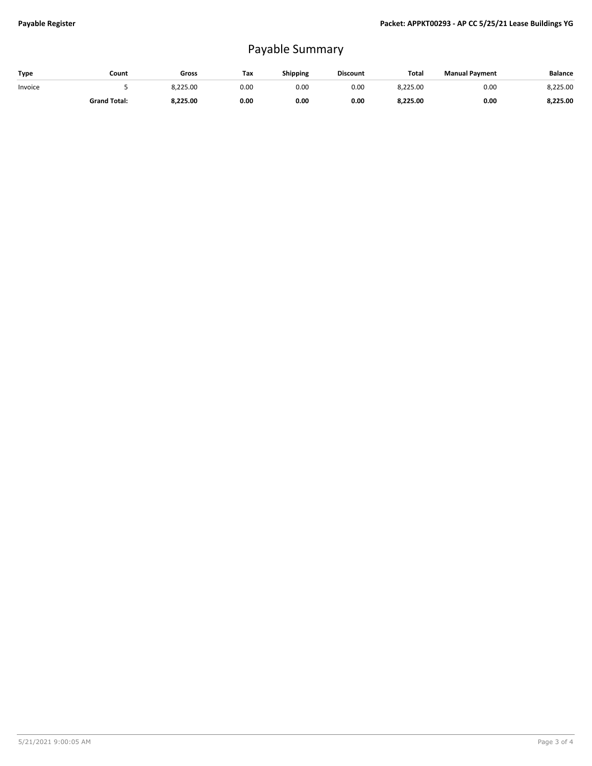# Payable Summary

| Type | Count | Gross | Tax | Shipping | Discount | Total | Manual Payment | Balance |
|---|---|---|---|---|---|---|---|---|
| Invoice | 5 | 8,225.00 | 0.00 | 0.00 | 0.00 | 8,225.00 | 0.00 | 8,225.00 |
| | **Grand Total:** | **8,225.00** | **0.00** | **0.00** | **0.00** | **8,225.00** | **0.00** | **8,225.00** |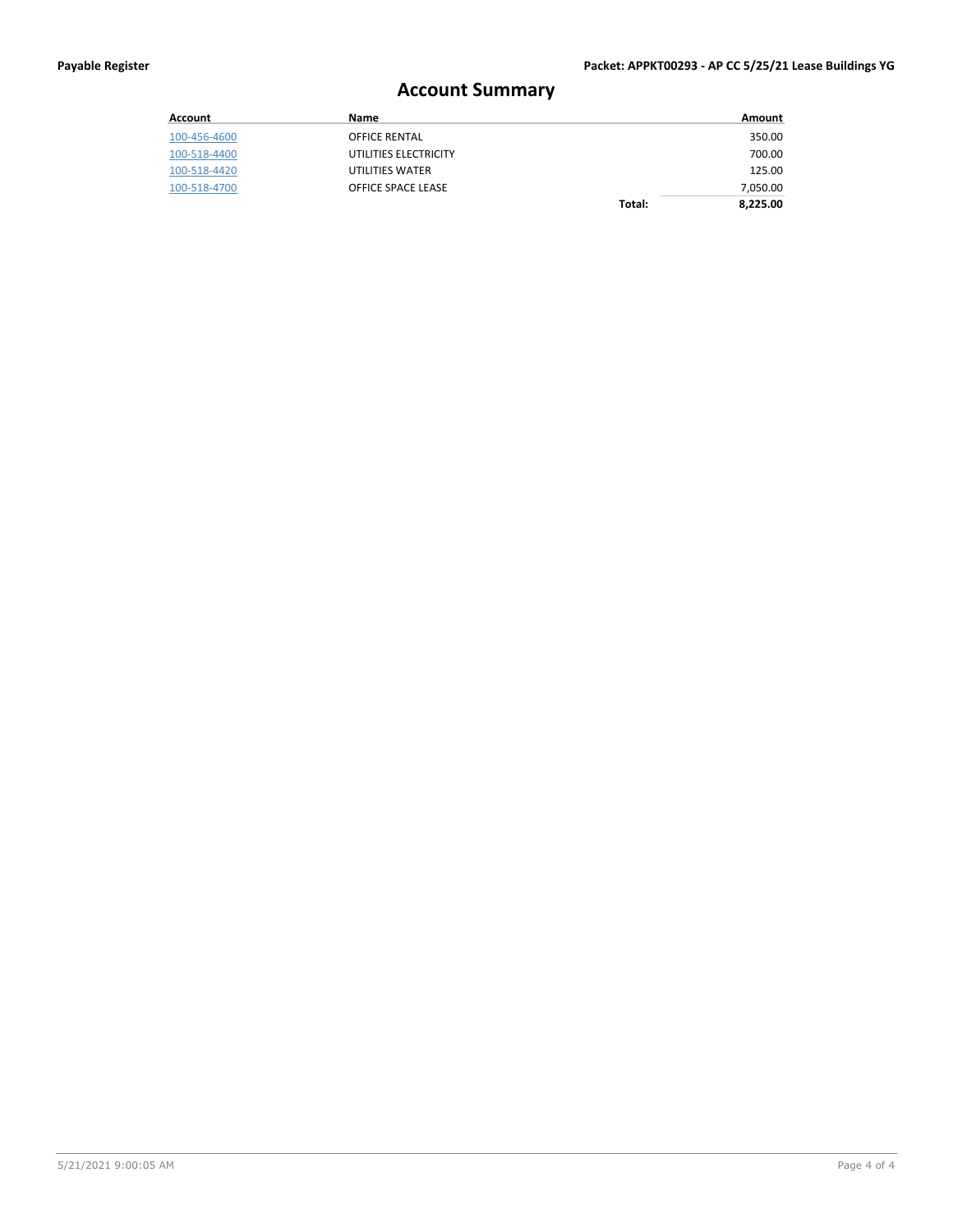# Account Summary

| Account | Name | | Amount |
|---|---|---|---|
| 100-456-4600 | OFFICE RENTAL | | 350.00 |
| 100-518-4400 | UTILITIES ELECTRICITY | | 700.00 |
| 100-518-4420 | UTILITIES WATER | | 125.00 |
| 100-518-4700 | OFFICE SPACE LEASE | | 7,050.00 |
| | | **Total:** | **8,225.00** |